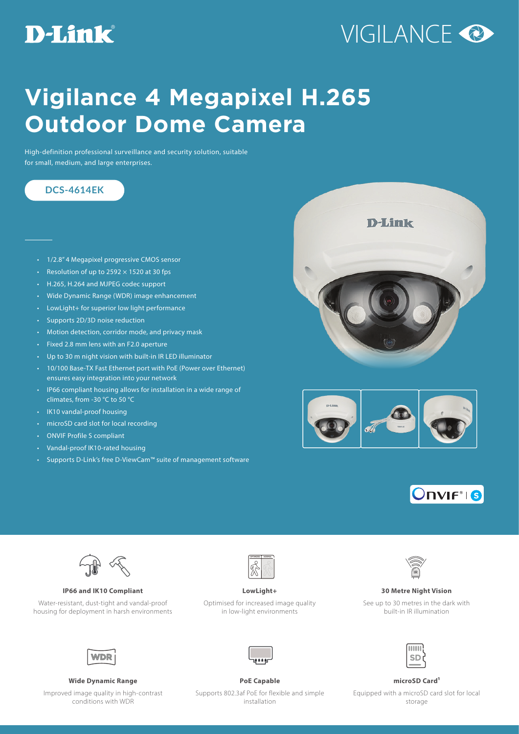D-Link

VIGILANCE

# Vigilance 4 Megapixel H.265 Outdoor Dome Camera

High-definition professional surveillance and security solution, suitable for small, medium, and large enterprises.

DCS-4614EK

- 1/2.8" 4 Megapixel progressive CMOS sensor
- Resolution of up to 2592 × 1520 at 30 fps
- H.265, H.264 and MJPEG codec support
- Wide Dynamic Range (WDR) image enhancement
- LowLight+ for superior low light performance
- Supports 2D/3D noise reduction
- Motion detection, corridor mode, and privacy mask
- Fixed 2.8 mm lens with an F2.0 aperture
- Up to 30 m night vision with built-in IR LED illuminator
- 10/100 Base-TX Fast Ethernet port with PoE (Power over Ethernet) ensures easy integration into your network
- IP66 compliant housing allows for installation in a wide range of climates, from -30 °C to 50 °C
- IK10 vandal-proof housing
- microSD card slot for local recording
- ONVIF Profile S compliant
- Vandal-proof IK10-rated housing
- Supports D-Link's free D-ViewCam™ suite of management software

**IP66 and IK10 Compliant**

Water-resistant, dust-tight and vandal-proof housing for deployment in harsh environments

**LowLight+**

Optimised for increased image quality in low-light environments

**30 Metre Night Vision**

See up to 30 metres in the dark with built-in IR illumination

**Wide Dynamic Range**

Improved image quality in high-contrast conditions with WDR

**PoE Capable**

Supports 802.3af PoE for flexible and simple installation

**microSD Card[1]**

Equipped with a microSD card slot for local storage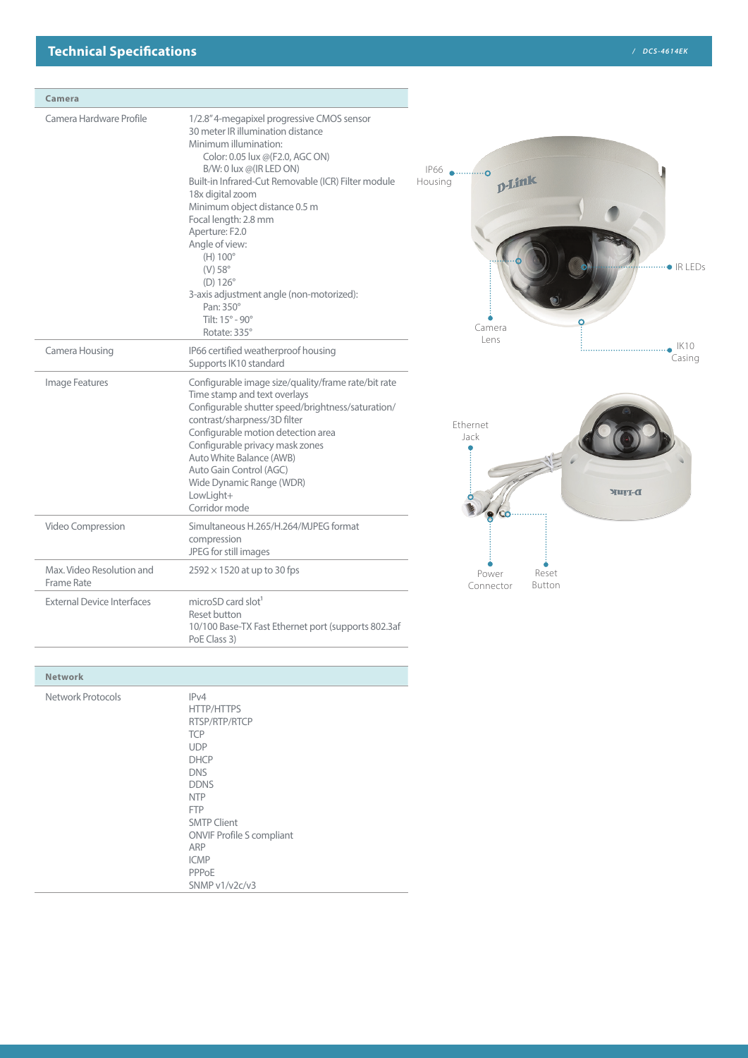## Technical Specifications

/ DCS-4614EK

| Camera | |
|---|---|
| Camera Hardware Profile | 1/2.8" 4-megapixel progressive CMOS sensor<br>30 meter IR illumination distance<br>Minimum illumination:<br>Color: 0.05 lux @(F2.0, AGC ON)<br>B/W: 0 lux @(IR LED ON)<br>Built-in Infrared-Cut Removable (ICR) Filter module<br>18x digital zoom<br>Minimum object distance 0.5 m<br>Focal length: 2.8 mm<br>Aperture: F2.0<br>Angle of view:<br>(H) 100°<br>(V) 58°<br>(D) 126°<br>3-axis adjustment angle (non-motorized):<br>Pan: 350°<br>Tilt: 15° - 90°<br>Rotate: 335° |
| Camera Housing | IP66 certified weatherproof housing<br>Supports IK10 standard |
| Image Features | Configurable image size/quality/frame rate/bit rate<br>Time stamp and text overlays<br>Configurable shutter speed/brightness/saturation/contrast/sharpness/3D filter<br>Configurable motion detection area<br>Configurable privacy mask zones<br>Auto White Balance (AWB)<br>Auto Gain Control (AGC)<br>Wide Dynamic Range (WDR)<br>LowLight+<br>Corridor mode |
| Video Compression | Simultaneous H.265/H.264/MJPEG format compression<br>JPEG for still images |
| Max. Video Resolution and Frame Rate | 2592 × 1520 at up to 30 fps |
| External Device Interfaces | microSD card slot[1]<br>Reset button<br>10/100 Base-TX Fast Ethernet port (supports 802.3af PoE Class 3) |

IP66 Housing

IR LEDs

Camera Lens

IK10 Casing

Ethernet Jack

Power Connector

Reset Button

| Network | |
|---|---|
| Network Protocols | IPv4<br>HTTP/HTTPS<br>RTSP/RTP/RTCP<br>TCP<br>UDP<br>DHCP<br>DNS<br>DDNS<br>NTP<br>FTP<br>SMTP Client<br>ONVIF Profile S compliant<br>ARP<br>ICMP<br>PPPoE<br>SNMP v1/v2c/v3 |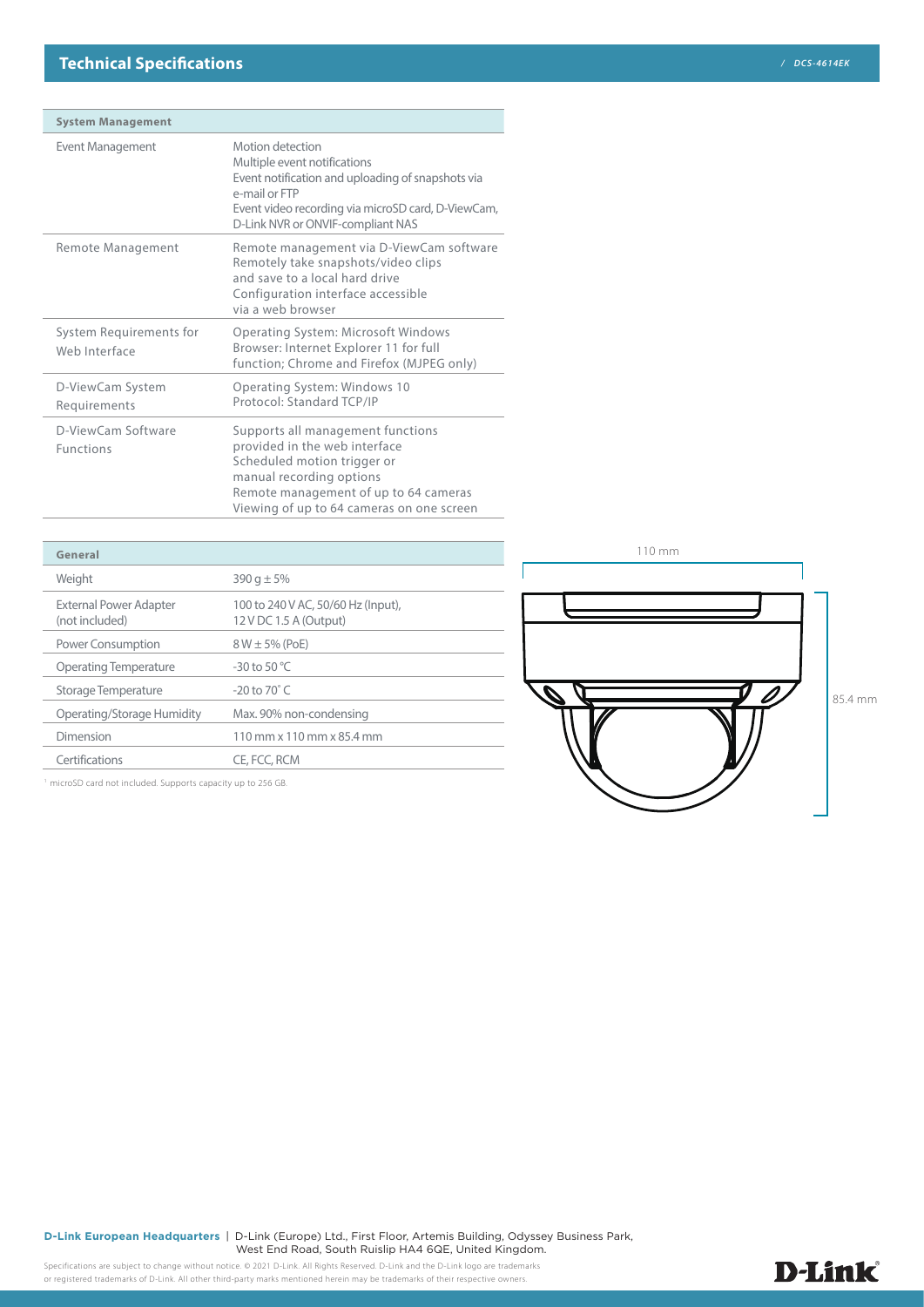## Technical Specifications

| System Management | |
|---|---|
| Event Management | Motion detection<br>Multiple event notifications<br>Event notification and uploading of snapshots via e-mail or FTP<br>Event video recording via microSD card, D-ViewCam, D-Link NVR or ONVIF-compliant NAS |
| Remote Management | Remote management via D-ViewCam software<br>Remotely take snapshots/video clips and save to a local hard drive<br>Configuration interface accessible via a web browser |
| System Requirements for Web Interface | Operating System: Microsoft Windows<br>Browser: Internet Explorer 11 for full function; Chrome and Firefox (MJPEG only) |
| D-ViewCam System Requirements | Operating System: Windows 10<br>Protocol: Standard TCP/IP |
| D-ViewCam Software Functions | Supports all management functions provided in the web interface<br>Scheduled motion trigger or manual recording options<br>Remote management of up to 64 cameras<br>Viewing of up to 64 cameras on one screen |

| General | |
|---|---|
| Weight | 390 g ± 5% |
| External Power Adapter (not included) | 100 to 240 V AC, 50/60 Hz (Input), 12 V DC 1.5 A (Output) |
| Power Consumption | 8 W ± 5% (PoE) |
| Operating Temperature | -30 to 50 °C |
| Storage Temperature | -20 to 70° C |
| Operating/Storage Humidity | Max. 90% non-condensing |
| Dimension | 110 mm x 110 mm x 85.4 mm |
| Certifications | CE, FCC, RCM |

[1] microSD card not included. Supports capacity up to 256 GB.

110 mm

85.4 mm

**D-Link European Headquarters** | D-Link (Europe) Ltd., First Floor, Artemis Building, Odyssey Business Park, West End Road, South Ruislip HA4 6QE, United Kingdom.

Specifications are subject to change without notice. © 2021 D-Link. All Rights Reserved. D-Link and the D-Link logo are trademarks or registered trademarks of D-Link. All other third-party marks mentioned herein may be trademarks of their respective owners.